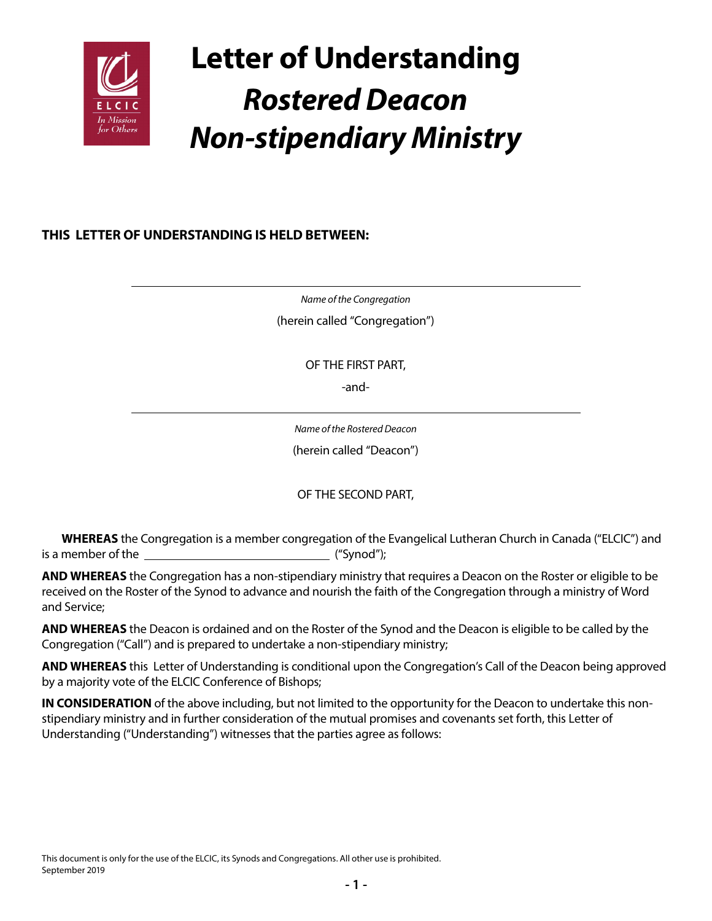# Letter of Understanding
## *Rostered Deacon*
## *Non-stipendiary Ministry*

**THIS LETTER OF UNDERSTANDING IS HELD BETWEEN:**

\_\_\_\_\_\_\_\_\_\_\_\_\_\_\_\_\_\_\_\_\_\_\_\_\_\_\_\_\_\_\_\_\_\_\_\_\_\_\_\_\_\_\_\_\_\_\_\_

*Name of the Congregation*

(herein called "Congregation")

OF THE FIRST PART,

-and-

\_\_\_\_\_\_\_\_\_\_\_\_\_\_\_\_\_\_\_\_\_\_\_\_\_\_\_\_\_\_\_\_\_\_\_\_\_\_\_\_\_\_\_\_\_\_\_\_

*Name of the Rostered Deacon*

(herein called "Deacon")

OF THE SECOND PART,

**WHEREAS** the Congregation is a member congregation of the Evangelical Lutheran Church in Canada ("ELCIC") and is a member of the \_\_\_\_\_\_\_\_\_\_\_\_\_\_\_\_\_\_\_\_\_\_\_\_\_\_\_\_\_\_ ("Synod");

**AND WHEREAS** the Congregation has a non-stipendiary ministry that requires a Deacon on the Roster or eligible to be received on the Roster of the Synod to advance and nourish the faith of the Congregation through a ministry of Word and Service;

**AND WHEREAS** the Deacon is ordained and on the Roster of the Synod and the Deacon is eligible to be called by the Congregation ("Call") and is prepared to undertake a non-stipendiary ministry;

**AND WHEREAS** this Letter of Understanding is conditional upon the Congregation's Call of the Deacon being approved by a majority vote of the ELCIC Conference of Bishops;

**IN CONSIDERATION** of the above including, but not limited to the opportunity for the Deacon to undertake this non-stipendiary ministry and in further consideration of the mutual promises and covenants set forth, this Letter of Understanding ("Understanding") witnesses that the parties agree as follows:

This document is only for the use of the ELCIC, its Synods and Congregations. All other use is prohibited.
September 2019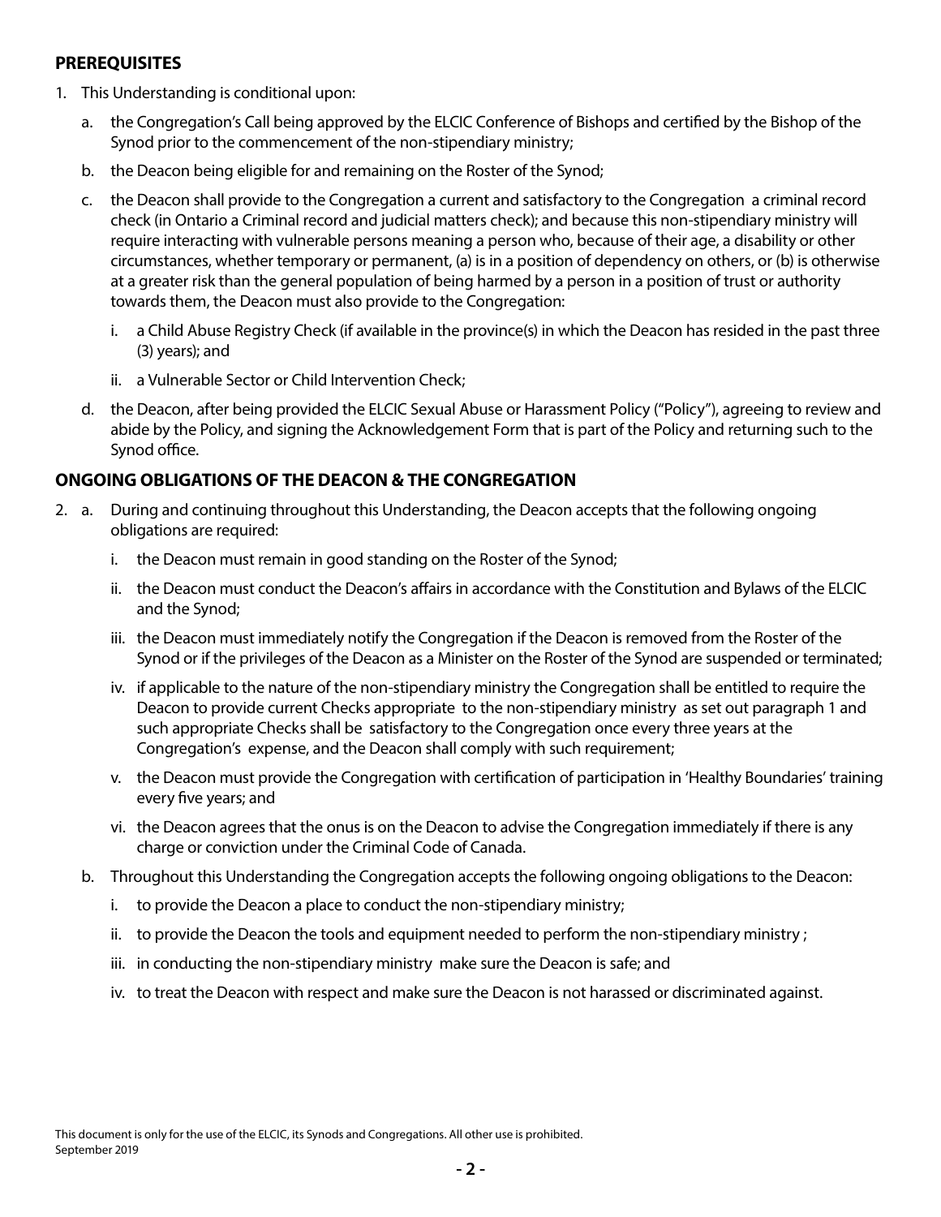## PREREQUISITES

1. This Understanding is conditional upon:
   a. the Congregation's Call being approved by the ELCIC Conference of Bishops and certified by the Bishop of the Synod prior to the commencement of the non-stipendiary ministry;
   b. the Deacon being eligible for and remaining on the Roster of the Synod;
   c. the Deacon shall provide to the Congregation a current and satisfactory to the Congregation a criminal record check (in Ontario a Criminal record and judicial matters check); and because this non-stipendiary ministry will require interacting with vulnerable persons meaning a person who, because of their age, a disability or other circumstances, whether temporary or permanent, (a) is in a position of dependency on others, or (b) is otherwise at a greater risk than the general population of being harmed by a person in a position of trust or authority towards them, the Deacon must also provide to the Congregation:
      i. a Child Abuse Registry Check (if available in the province(s) in which the Deacon has resided in the past three (3) years); and
      ii. a Vulnerable Sector or Child Intervention Check;
   d. the Deacon, after being provided the ELCIC Sexual Abuse or Harassment Policy ("Policy"), agreeing to review and abide by the Policy, and signing the Acknowledgement Form that is part of the Policy and returning such to the Synod office.

## ONGOING OBLIGATIONS OF THE DEACON & THE CONGREGATION

2. a. During and continuing throughout this Understanding, the Deacon accepts that the following ongoing obligations are required:
      i. the Deacon must remain in good standing on the Roster of the Synod;
      ii. the Deacon must conduct the Deacon's affairs in accordance with the Constitution and Bylaws of the ELCIC and the Synod;
      iii. the Deacon must immediately notify the Congregation if the Deacon is removed from the Roster of the Synod or if the privileges of the Deacon as a Minister on the Roster of the Synod are suspended or terminated;
      iv. if applicable to the nature of the non-stipendiary ministry the Congregation shall be entitled to require the Deacon to provide current Checks appropriate to the non-stipendiary ministry as set out paragraph 1 and such appropriate Checks shall be satisfactory to the Congregation once every three years at the Congregation's expense, and the Deacon shall comply with such requirement;
      v. the Deacon must provide the Congregation with certification of participation in 'Healthy Boundaries' training every five years; and
      vi. the Deacon agrees that the onus is on the Deacon to advise the Congregation immediately if there is any charge or conviction under the Criminal Code of Canada.

   b. Throughout this Understanding the Congregation accepts the following ongoing obligations to the Deacon:
      i. to provide the Deacon a place to conduct the non-stipendiary ministry;
      ii. to provide the Deacon the tools and equipment needed to perform the non-stipendiary ministry ;
      iii. in conducting the non-stipendiary ministry make sure the Deacon is safe; and
      iv. to treat the Deacon with respect and make sure the Deacon is not harassed or discriminated against.

This document is only for the use of the ELCIC, its Synods and Congregations. All other use is prohibited.
September 2019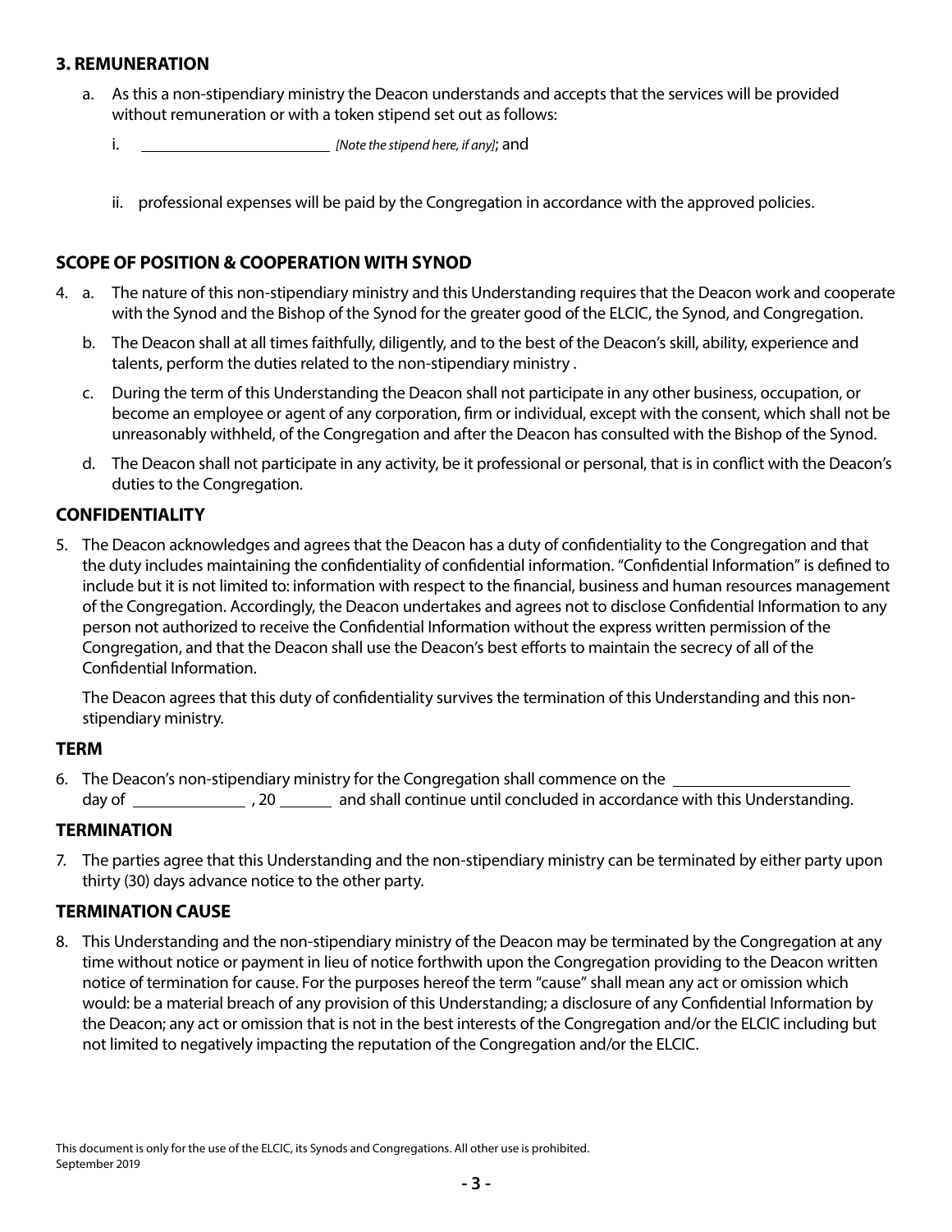### 3. REMUNERATION

a. As this a non-stipendiary ministry the Deacon understands and accepts that the services will be provided without remuneration or with a token stipend set out as follows:

   i. ________________________ *[Note the stipend here, if any]*; and

   ii. professional expenses will be paid by the Congregation in accordance with the approved policies.

### SCOPE OF POSITION & COOPERATION WITH SYNOD

4. a. The nature of this non-stipendiary ministry and this Understanding requires that the Deacon work and cooperate with the Synod and the Bishop of the Synod for the greater good of the ELCIC, the Synod, and Congregation.

   b. The Deacon shall at all times faithfully, diligently, and to the best of the Deacon's skill, ability, experience and talents, perform the duties related to the non-stipendiary ministry .

   c. During the term of this Understanding the Deacon shall not participate in any other business, occupation, or become an employee or agent of any corporation, firm or individual, except with the consent, which shall not be unreasonably withheld, of the Congregation and after the Deacon has consulted with the Bishop of the Synod.

   d. The Deacon shall not participate in any activity, be it professional or personal, that is in conflict with the Deacon's duties to the Congregation.

### CONFIDENTIALITY

5. The Deacon acknowledges and agrees that the Deacon has a duty of confidentiality to the Congregation and that the duty includes maintaining the confidentiality of confidential information. "Confidential Information" is defined to include but it is not limited to: information with respect to the financial, business and human resources management of the Congregation. Accordingly, the Deacon undertakes and agrees not to disclose Confidential Information to any person not authorized to receive the Confidential Information without the express written permission of the Congregation, and that the Deacon shall use the Deacon's best efforts to maintain the secrecy of all of the Confidential Information.

   The Deacon agrees that this duty of confidentiality survives the termination of this Understanding and this non-stipendiary ministry.

### TERM

6. The Deacon's non-stipendiary ministry for the Congregation shall commence on the ____________________ day of ______________ , 20 ______ and shall continue until concluded in accordance with this Understanding.

### TERMINATION

7. The parties agree that this Understanding and the non-stipendiary ministry can be terminated by either party upon thirty (30) days advance notice to the other party.

### TERMINATION CAUSE

8. This Understanding and the non-stipendiary ministry of the Deacon may be terminated by the Congregation at any time without notice or payment in lieu of notice forthwith upon the Congregation providing to the Deacon written notice of termination for cause. For the purposes hereof the term "cause" shall mean any act or omission which would: be a material breach of any provision of this Understanding; a disclosure of any Confidential Information by the Deacon; any act or omission that is not in the best interests of the Congregation and/or the ELCIC including but not limited to negatively impacting the reputation of the Congregation and/or the ELCIC.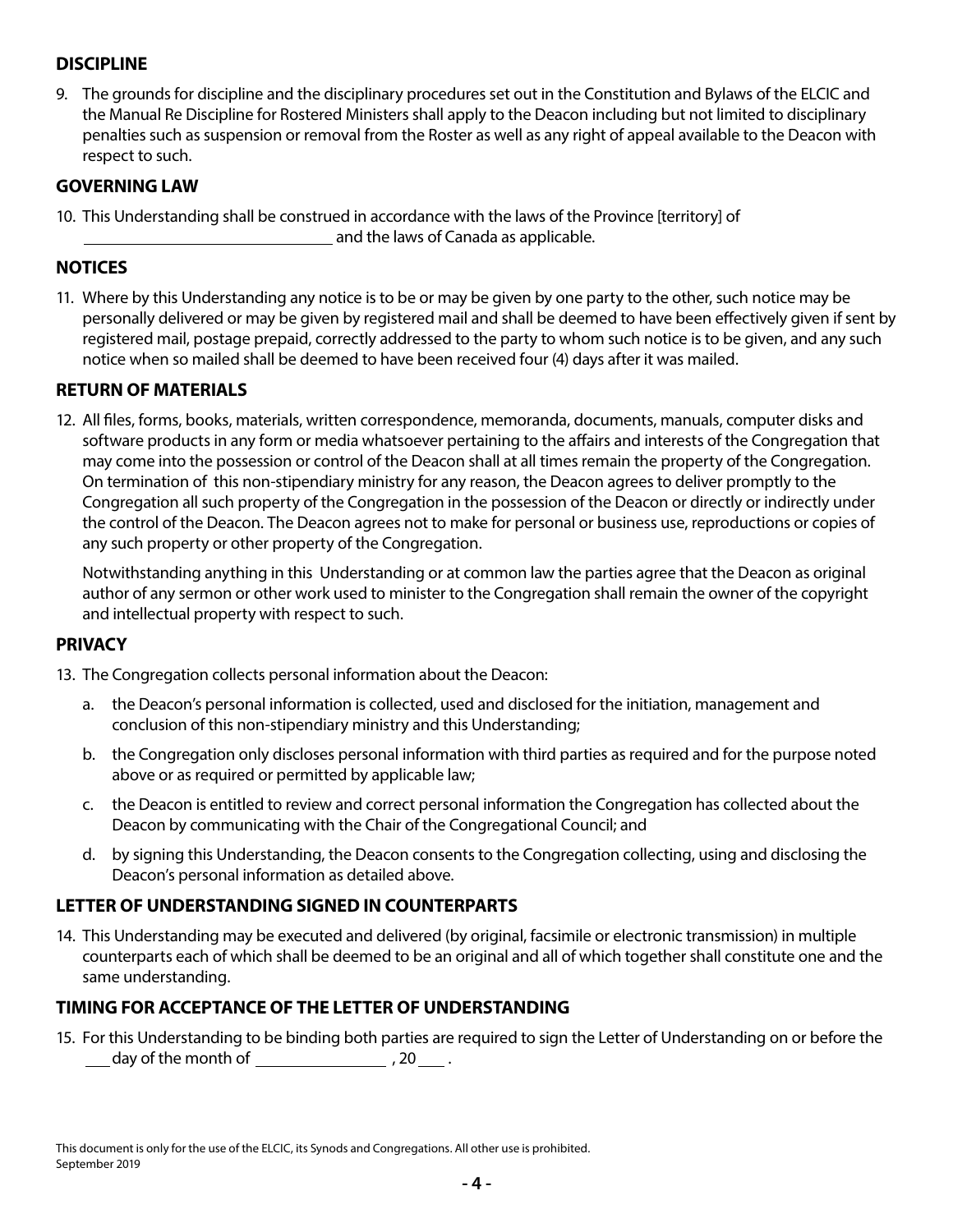## DISCIPLINE

9. The grounds for discipline and the disciplinary procedures set out in the Constitution and Bylaws of the ELCIC and the Manual Re Discipline for Rostered Ministers shall apply to the Deacon including but not limited to disciplinary penalties such as suspension or removal from the Roster as well as any right of appeal available to the Deacon with respect to such.

## GOVERNING LAW

10. This Understanding shall be construed in accordance with the laws of the Province [territory] of ______________________________ and the laws of Canada as applicable.

## NOTICES

11. Where by this Understanding any notice is to be or may be given by one party to the other, such notice may be personally delivered or may be given by registered mail and shall be deemed to have been effectively given if sent by registered mail, postage prepaid, correctly addressed to the party to whom such notice is to be given, and any such notice when so mailed shall be deemed to have been received four (4) days after it was mailed.

## RETURN OF MATERIALS

12. All files, forms, books, materials, written correspondence, memoranda, documents, manuals, computer disks and software products in any form or media whatsoever pertaining to the affairs and interests of the Congregation that may come into the possession or control of the Deacon shall at all times remain the property of the Congregation. On termination of this non-stipendiary ministry for any reason, the Deacon agrees to deliver promptly to the Congregation all such property of the Congregation in the possession of the Deacon or directly or indirectly under the control of the Deacon. The Deacon agrees not to make for personal or business use, reproductions or copies of any such property or other property of the Congregation.

    Notwithstanding anything in this Understanding or at common law the parties agree that the Deacon as original author of any sermon or other work used to minister to the Congregation shall remain the owner of the copyright and intellectual property with respect to such.

## PRIVACY

13. The Congregation collects personal information about the Deacon:

    a. the Deacon's personal information is collected, used and disclosed for the initiation, management and conclusion of this non-stipendiary ministry and this Understanding;

    b. the Congregation only discloses personal information with third parties as required and for the purpose noted above or as required or permitted by applicable law;

    c. the Deacon is entitled to review and correct personal information the Congregation has collected about the Deacon by communicating with the Chair of the Congregational Council; and

    d. by signing this Understanding, the Deacon consents to the Congregation collecting, using and disclosing the Deacon's personal information as detailed above.

## LETTER OF UNDERSTANDING SIGNED IN COUNTERPARTS

14. This Understanding may be executed and delivered (by original, facsimile or electronic transmission) in multiple counterparts each of which shall be deemed to be an original and all of which together shall constitute one and the same understanding.

## TIMING FOR ACCEPTANCE OF THE LETTER OF UNDERSTANDING

15. For this Understanding to be binding both parties are required to sign the Letter of Understanding on or before the ___ day of the month of ________________ , 20___ .

This document is only for the use of the ELCIC, its Synods and Congregations. All other use is prohibited.
September 2019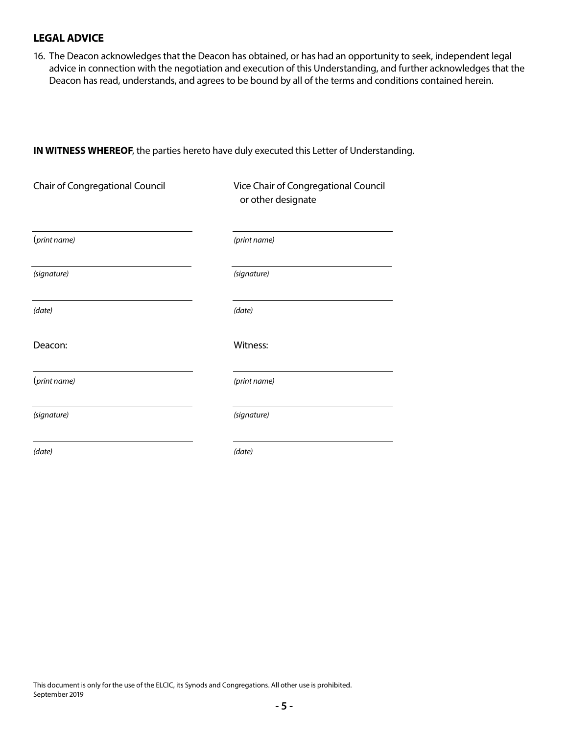## LEGAL ADVICE

16. The Deacon acknowledges that the Deacon has obtained, or has had an opportunity to seek, independent legal advice in connection with the negotiation and execution of this Understanding, and further acknowledges that the Deacon has read, understands, and agrees to be bound by all of the terms and conditions contained herein.

**IN WITNESS WHEREOF**, the parties hereto have duly executed this Letter of Understanding.

| Chair of Congregational Council | Vice Chair of Congregational Council or other designate |
|---|---|
| ______________________ | ______________________ |
| *(print name)* | *(print name)* |
| ______________________ | ______________________ |
| *(signature)* | *(signature)* |
| ______________________ | ______________________ |
| *(date)* | *(date)* |
| **Deacon:** | **Witness:** |
| ______________________ | ______________________ |
| *(print name)* | *(print name)* |
| ______________________ | ______________________ |
| *(signature)* | *(signature)* |
| ______________________ | ______________________ |
| *(date)* | *(date)* |

This document is only for the use of the ELCIC, its Synods and Congregations. All other use is prohibited.
September 2019